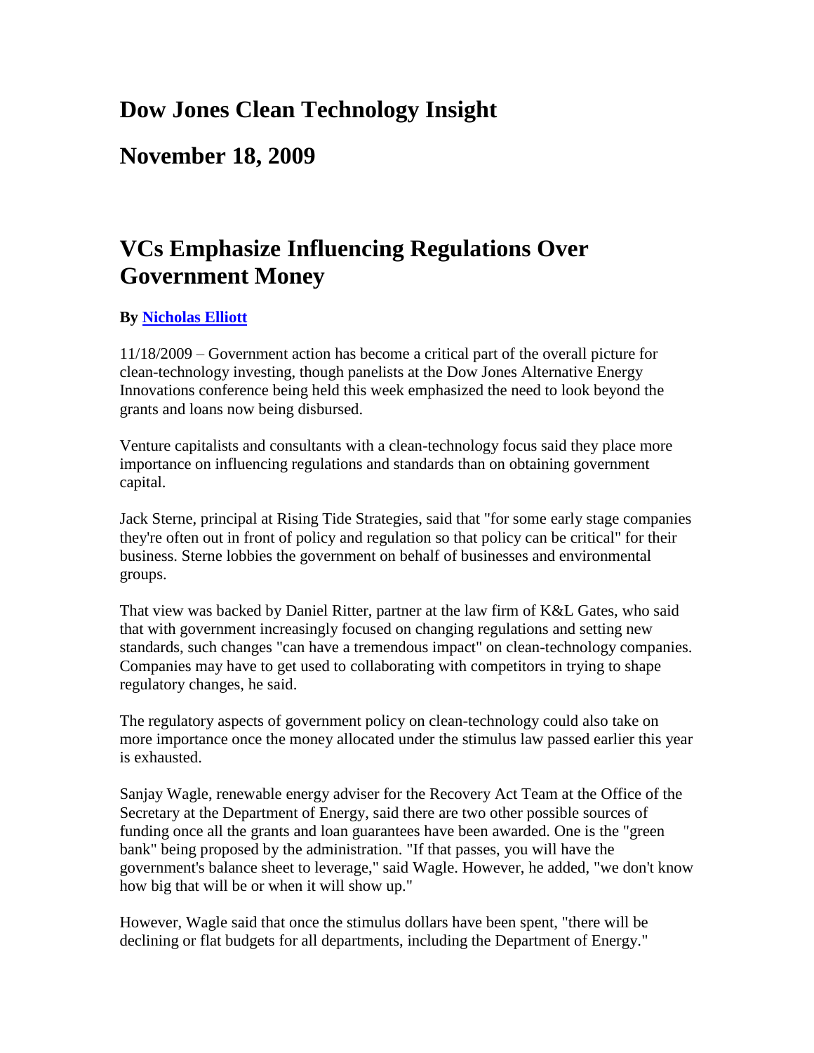# Dow Jones Clean Technology Insight

## November 18, 2009

# VCs Emphasize Influencing Regulations Over Government Money

**By [Nicholas Elliott]**

11/18/2009 – Government action has become a critical part of the overall picture for clean-technology investing, though panelists at the Dow Jones Alternative Energy Innovations conference being held this week emphasized the need to look beyond the grants and loans now being disbursed.

Venture capitalists and consultants with a clean-technology focus said they place more importance on influencing regulations and standards than on obtaining government capital.

Jack Sterne, principal at Rising Tide Strategies, said that "for some early stage companies they're often out in front of policy and regulation so that policy can be critical" for their business. Sterne lobbies the government on behalf of businesses and environmental groups.

That view was backed by Daniel Ritter, partner at the law firm of K&L Gates, who said that with government increasingly focused on changing regulations and setting new standards, such changes "can have a tremendous impact" on clean-technology companies. Companies may have to get used to collaborating with competitors in trying to shape regulatory changes, he said.

The regulatory aspects of government policy on clean-technology could also take on more importance once the money allocated under the stimulus law passed earlier this year is exhausted.

Sanjay Wagle, renewable energy adviser for the Recovery Act Team at the Office of the Secretary at the Department of Energy, said there are two other possible sources of funding once all the grants and loan guarantees have been awarded. One is the "green bank" being proposed by the administration. "If that passes, you will have the government's balance sheet to leverage," said Wagle. However, he added, "we don't know how big that will be or when it will show up."

However, Wagle said that once the stimulus dollars have been spent, "there will be declining or flat budgets for all departments, including the Department of Energy."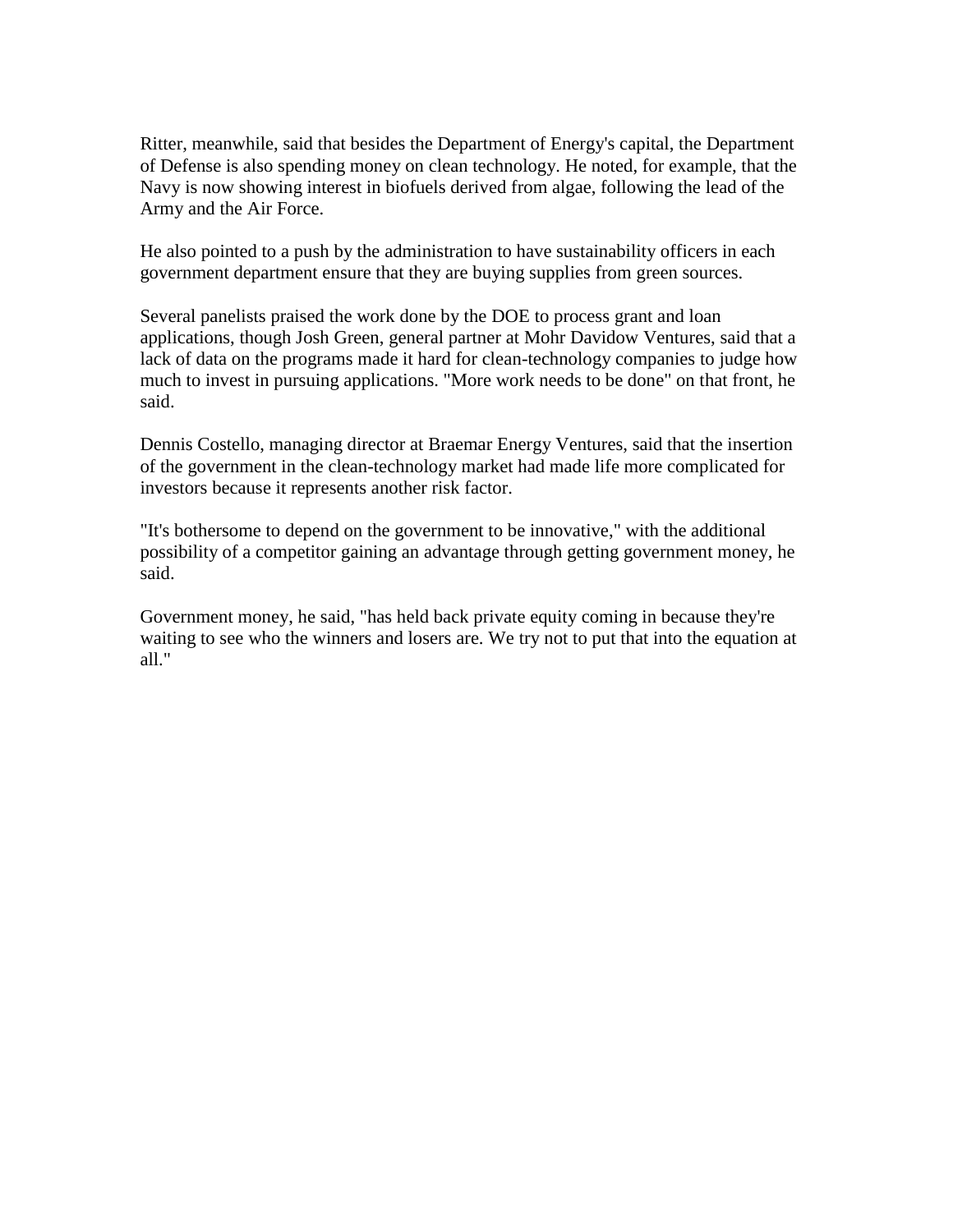Ritter, meanwhile, said that besides the Department of Energy's capital, the Department of Defense is also spending money on clean technology. He noted, for example, that the Navy is now showing interest in biofuels derived from algae, following the lead of the Army and the Air Force.

He also pointed to a push by the administration to have sustainability officers in each government department ensure that they are buying supplies from green sources.

Several panelists praised the work done by the DOE to process grant and loan applications, though Josh Green, general partner at Mohr Davidow Ventures, said that a lack of data on the programs made it hard for clean-technology companies to judge how much to invest in pursuing applications. "More work needs to be done" on that front, he said.

Dennis Costello, managing director at Braemar Energy Ventures, said that the insertion of the government in the clean-technology market had made life more complicated for investors because it represents another risk factor.

"It's bothersome to depend on the government to be innovative," with the additional possibility of a competitor gaining an advantage through getting government money, he said.

Government money, he said, "has held back private equity coming in because they're waiting to see who the winners and losers are. We try not to put that into the equation at all."